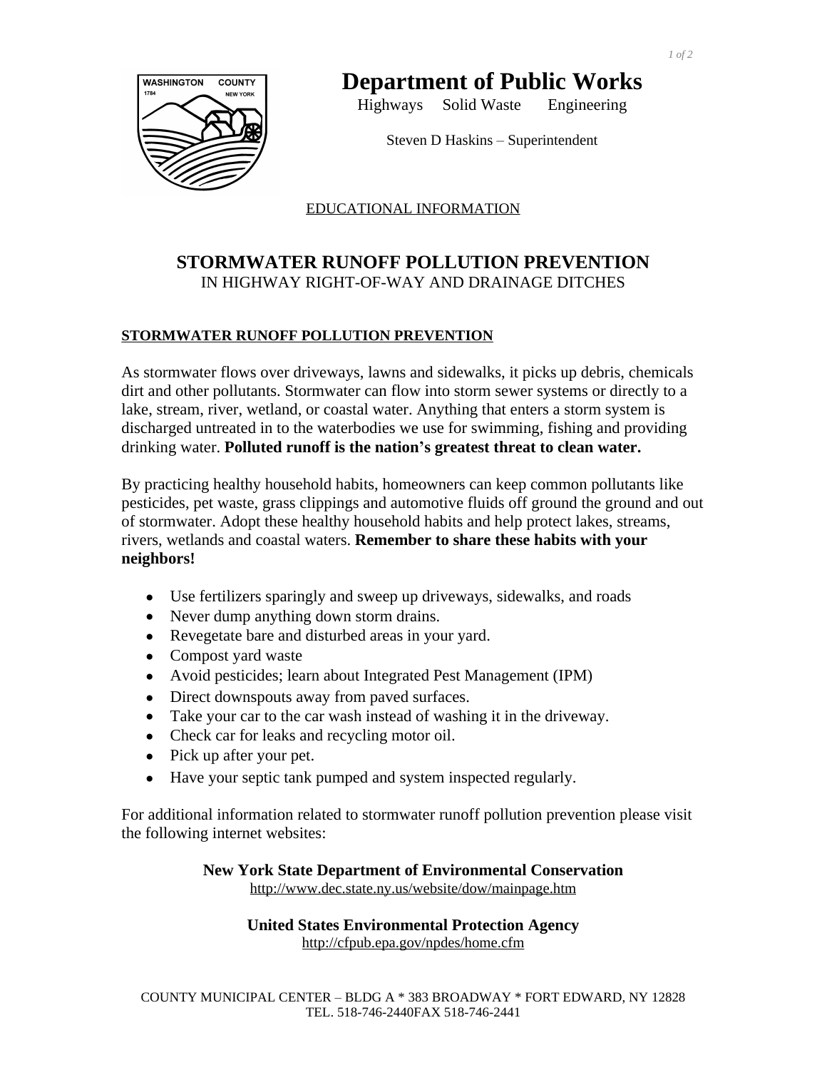# Department of Public Works

Highways Solid Waste Engineering

Steven D Haskins – Superintendent

EDUCATIONAL INFORMATION

## STORMWATER RUNOFF POLLUTION PREVENTION

IN HIGHWAY RIGHT-OF-WAY AND DRAINAGE DITCHES

### STORMWATER RUNOFF POLLUTION PREVENTION

As stormwater flows over driveways, lawns and sidewalks, it picks up debris, chemicals dirt and other pollutants. Stormwater can flow into storm sewer systems or directly to a lake, stream, river, wetland, or coastal water. Anything that enters a storm system is discharged untreated in to the waterbodies we use for swimming, fishing and providing drinking water. **Polluted runoff is the nation's greatest threat to clean water.**

By practicing healthy household habits, homeowners can keep common pollutants like pesticides, pet waste, grass clippings and automotive fluids off ground the ground and out of stormwater. Adopt these healthy household habits and help protect lakes, streams, rivers, wetlands and coastal waters. **Remember to share these habits with your neighbors!**

- Use fertilizers sparingly and sweep up driveways, sidewalks, and roads
- Never dump anything down storm drains.
- Revegetate bare and disturbed areas in your yard.
- Compost yard waste
- Avoid pesticides; learn about Integrated Pest Management (IPM)
- Direct downspouts away from paved surfaces.
- Take your car to the car wash instead of washing it in the driveway.
- Check car for leaks and recycling motor oil.
- Pick up after your pet.
- Have your septic tank pumped and system inspected regularly.

For additional information related to stormwater runoff pollution prevention please visit the following internet websites:

**New York State Department of Environmental Conservation**
http://www.dec.state.ny.us/website/dow/mainpage.htm

**United States Environmental Protection Agency**
http://cfpub.epa.gov/npdes/home.cfm

COUNTY MUNICIPAL CENTER – BLDG A * 383 BROADWAY * FORT EDWARD, NY 12828
TEL. 518-746-2440FAX 518-746-2441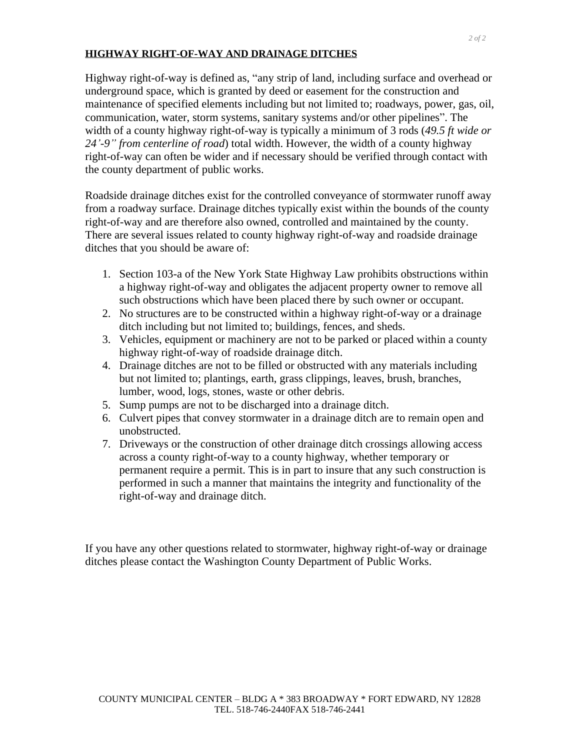**HIGHWAY RIGHT-OF-WAY AND DRAINAGE DITCHES**

Highway right-of-way is defined as, "any strip of land, including surface and overhead or underground space, which is granted by deed or easement for the construction and maintenance of specified elements including but not limited to; roadways, power, gas, oil, communication, water, storm systems, sanitary systems and/or other pipelines". The width of a county highway right-of-way is typically a minimum of 3 rods (*49.5 ft wide or 24'-9" from centerline of road*) total width. However, the width of a county highway right-of-way can often be wider and if necessary should be verified through contact with the county department of public works.

Roadside drainage ditches exist for the controlled conveyance of stormwater runoff away from a roadway surface. Drainage ditches typically exist within the bounds of the county right-of-way and are therefore also owned, controlled and maintained by the county. There are several issues related to county highway right-of-way and roadside drainage ditches that you should be aware of:

1. Section 103-a of the New York State Highway Law prohibits obstructions within a highway right-of-way and obligates the adjacent property owner to remove all such obstructions which have been placed there by such owner or occupant.
2. No structures are to be constructed within a highway right-of-way or a drainage ditch including but not limited to; buildings, fences, and sheds.
3. Vehicles, equipment or machinery are not to be parked or placed within a county highway right-of-way of roadside drainage ditch.
4. Drainage ditches are not to be filled or obstructed with any materials including but not limited to; plantings, earth, grass clippings, leaves, brush, branches, lumber, wood, logs, stones, waste or other debris.
5. Sump pumps are not to be discharged into a drainage ditch.
6. Culvert pipes that convey stormwater in a drainage ditch are to remain open and unobstructed.
7. Driveways or the construction of other drainage ditch crossings allowing access across a county right-of-way to a county highway, whether temporary or permanent require a permit. This is in part to insure that any such construction is performed in such a manner that maintains the integrity and functionality of the right-of-way and drainage ditch.

If you have any other questions related to stormwater, highway right-of-way or drainage ditches please contact the Washington County Department of Public Works.

COUNTY MUNICIPAL CENTER – BLDG A * 383 BROADWAY * FORT EDWARD, NY 12828
TEL. 518-746-2440FAX 518-746-2441